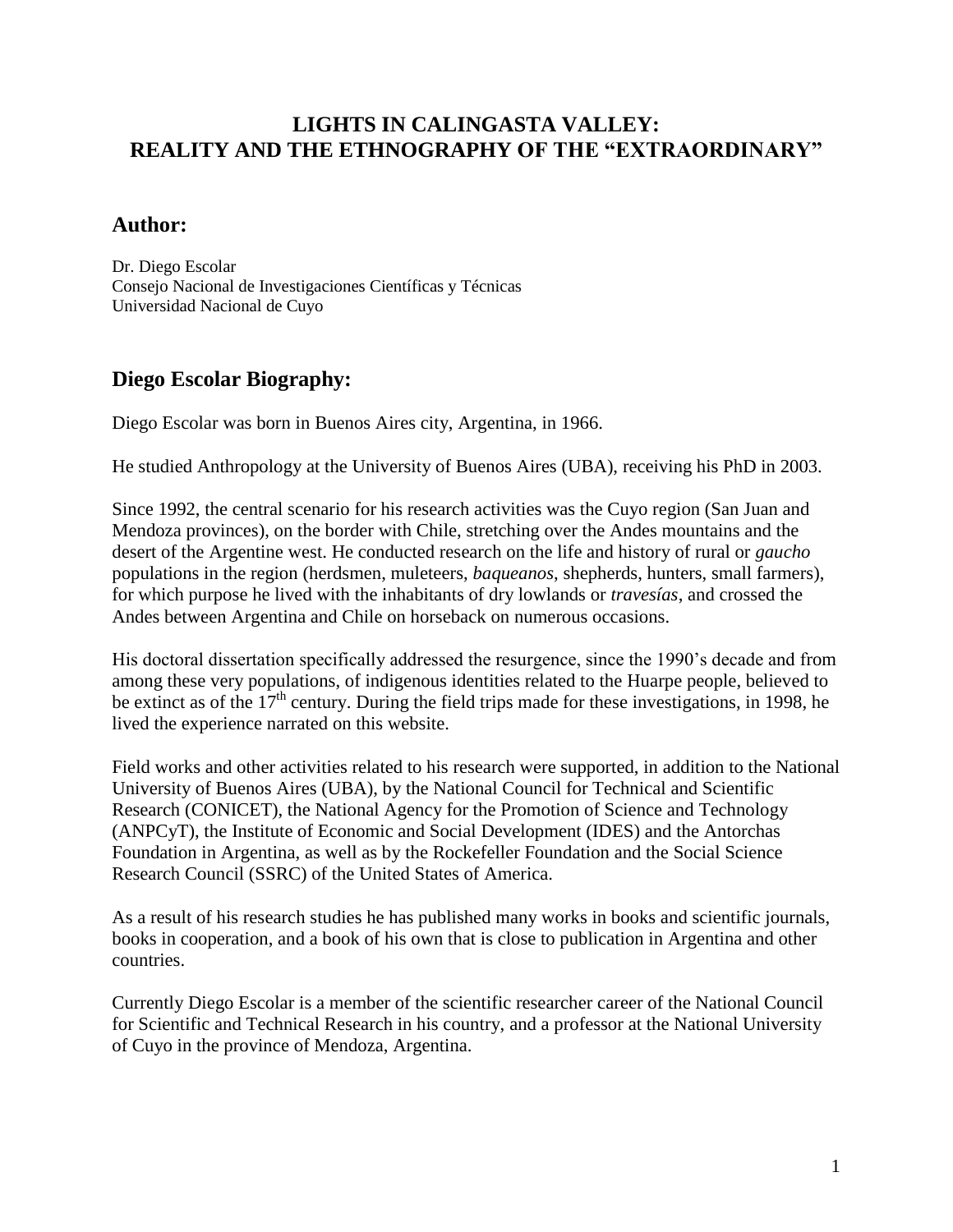# LIGHTS IN CALINGASTA VALLEY: REALITY AND THE ETHNOGRAPHY OF THE "EXTRAORDINARY"

## Author:

Dr. Diego Escolar
Consejo Nacional de Investigaciones Científicas y Técnicas
Universidad Nacional de Cuyo

## Diego Escolar Biography:

Diego Escolar was born in Buenos Aires city, Argentina, in 1966.

He studied Anthropology at the University of Buenos Aires (UBA), receiving his PhD in 2003.

Since 1992, the central scenario for his research activities was the Cuyo region (San Juan and Mendoza provinces), on the border with Chile, stretching over the Andes mountains and the desert of the Argentine west. He conducted research on the life and history of rural or *gaucho* populations in the region (herdsmen, muleteers, *baqueanos*, shepherds, hunters, small farmers), for which purpose he lived with the inhabitants of dry lowlands or *travesías*, and crossed the Andes between Argentina and Chile on horseback on numerous occasions.

His doctoral dissertation specifically addressed the resurgence, since the 1990's decade and from among these very populations, of indigenous identities related to the Huarpe people, believed to be extinct as of the 17th century. During the field trips made for these investigations, in 1998, he lived the experience narrated on this website.

Field works and other activities related to his research were supported, in addition to the National University of Buenos Aires (UBA), by the National Council for Technical and Scientific Research (CONICET), the National Agency for the Promotion of Science and Technology (ANPCyT), the Institute of Economic and Social Development (IDES) and the Antorchas Foundation in Argentina, as well as by the Rockefeller Foundation and the Social Science Research Council (SSRC) of the United States of America.

As a result of his research studies he has published many works in books and scientific journals, books in cooperation, and a book of his own that is close to publication in Argentina and other countries.

Currently Diego Escolar is a member of the scientific researcher career of the National Council for Scientific and Technical Research in his country, and a professor at the National University of Cuyo in the province of Mendoza, Argentina.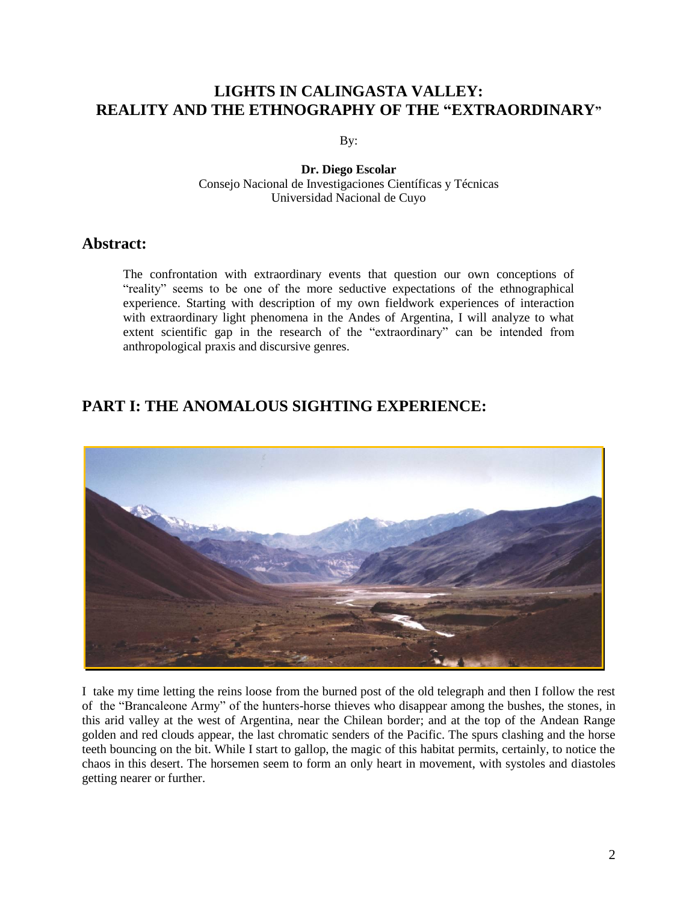# LIGHTS IN CALINGASTA VALLEY: REALITY AND THE ETHNOGRAPHY OF THE "EXTRAORDINARY"

By:

**Dr. Diego Escolar**
Consejo Nacional de Investigaciones Científicas y Técnicas
Universidad Nacional de Cuyo

## Abstract:

The confrontation with extraordinary events that question our own conceptions of "reality" seems to be one of the more seductive expectations of the ethnographical experience. Starting with description of my own fieldwork experiences of interaction with extraordinary light phenomena in the Andes of Argentina, I will analyze to what extent scientific gap in the research of the "extraordinary" can be intended from anthropological praxis and discursive genres.

## PART I: THE ANOMALOUS SIGHTING EXPERIENCE:

I take my time letting the reins loose from the burned post of the old telegraph and then I follow the rest of the "Brancaleone Army" of the hunters-horse thieves who disappear among the bushes, the stones, in this arid valley at the west of Argentina, near the Chilean border; and at the top of the Andean Range golden and red clouds appear, the last chromatic senders of the Pacific. The spurs clashing and the horse teeth bouncing on the bit. While I start to gallop, the magic of this habitat permits, certainly, to notice the chaos in this desert. The horsemen seem to form an only heart in movement, with systoles and diastoles getting nearer or further.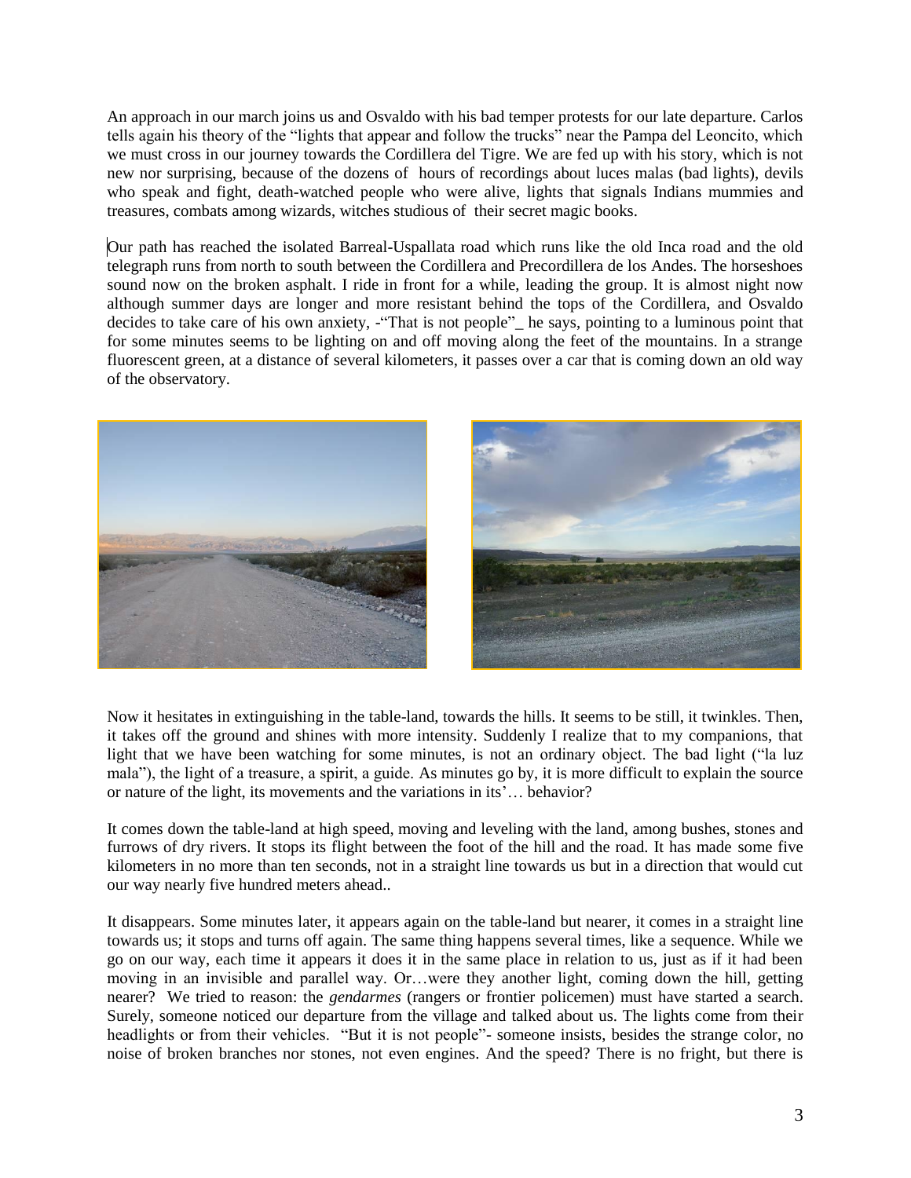An approach in our march joins us and Osvaldo with his bad temper protests for our late departure. Carlos tells again his theory of the "lights that appear and follow the trucks" near the Pampa del Leoncito, which we must cross in our journey towards the Cordillera del Tigre. We are fed up with his story, which is not new nor surprising, because of the dozens of hours of recordings about luces malas (bad lights), devils who speak and fight, death-watched people who were alive, lights that signals Indians mummies and treasures, combats among wizards, witches studious of their secret magic books.

Our path has reached the isolated Barreal-Uspallata road which runs like the old Inca road and the old telegraph runs from north to south between the Cordillera and Precordillera de los Andes. The horseshoes sound now on the broken asphalt. I ride in front for a while, leading the group. It is almost night now although summer days are longer and more resistant behind the tops of the Cordillera, and Osvaldo decides to take care of his own anxiety, -"That is not people"_ he says, pointing to a luminous point that for some minutes seems to be lighting on and off moving along the feet of the mountains. In a strange fluorescent green, at a distance of several kilometers, it passes over a car that is coming down an old way of the observatory.

Now it hesitates in extinguishing in the table-land, towards the hills. It seems to be still, it twinkles. Then, it takes off the ground and shines with more intensity. Suddenly I realize that to my companions, that light that we have been watching for some minutes, is not an ordinary object. The bad light ("la luz mala"), the light of a treasure, a spirit, a guide. As minutes go by, it is more difficult to explain the source or nature of the light, its movements and the variations in its'… behavior?

It comes down the table-land at high speed, moving and leveling with the land, among bushes, stones and furrows of dry rivers. It stops its flight between the foot of the hill and the road. It has made some five kilometers in no more than ten seconds, not in a straight line towards us but in a direction that would cut our way nearly five hundred meters ahead..

It disappears. Some minutes later, it appears again on the table-land but nearer, it comes in a straight line towards us; it stops and turns off again. The same thing happens several times, like a sequence. While we go on our way, each time it appears it does it in the same place in relation to us, just as if it had been moving in an invisible and parallel way. Or…were they another light, coming down the hill, getting nearer? We tried to reason: the *gendarmes* (rangers or frontier policemen) must have started a search. Surely, someone noticed our departure from the village and talked about us. The lights come from their headlights or from their vehicles. "But it is not people"- someone insists, besides the strange color, no noise of broken branches nor stones, not even engines. And the speed? There is no fright, but there is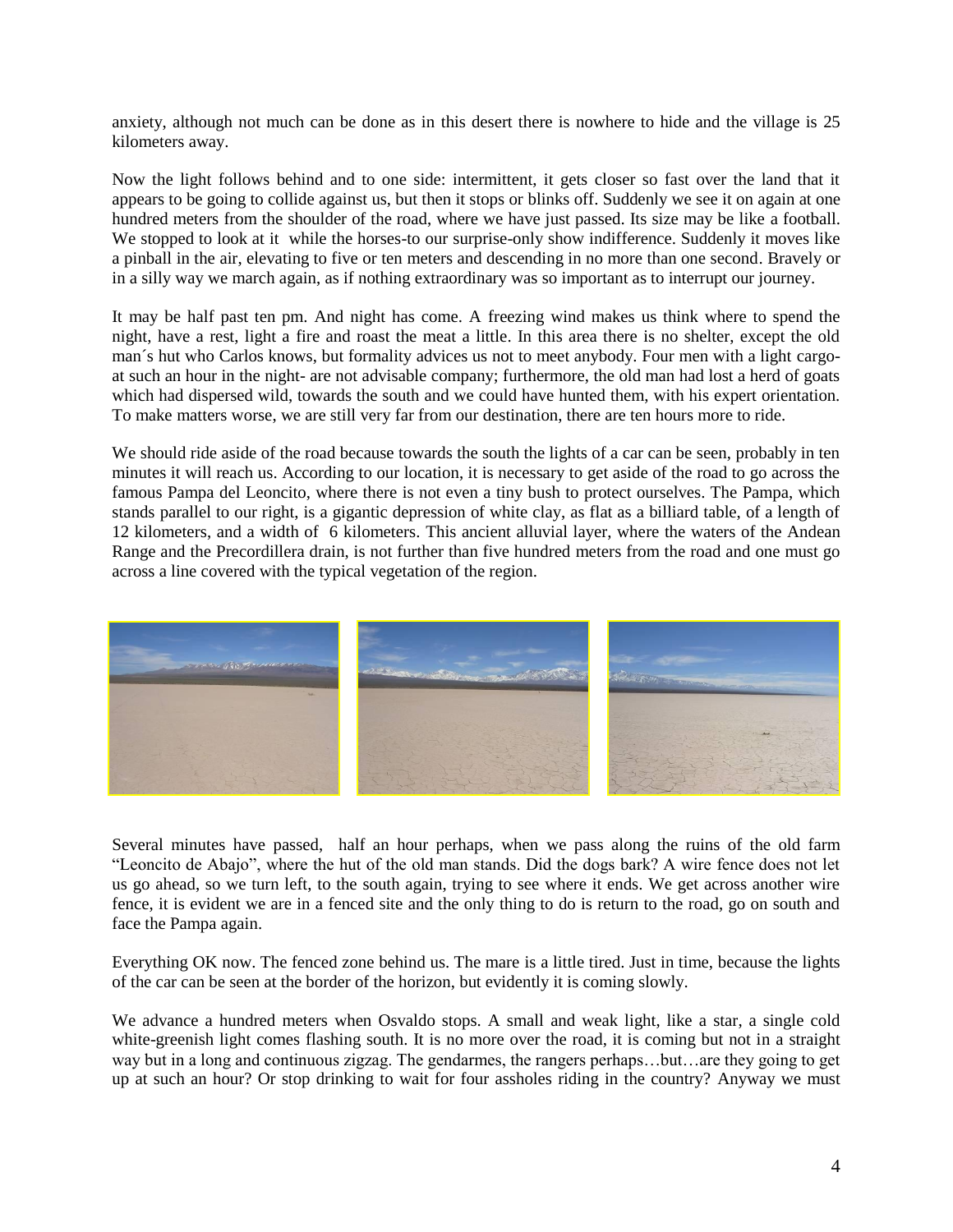anxiety, although not much can be done as in this desert there is nowhere to hide and the village is 25 kilometers away.

Now the light follows behind and to one side: intermittent, it gets closer so fast over the land that it appears to be going to collide against us, but then it stops or blinks off. Suddenly we see it on again at one hundred meters from the shoulder of the road, where we have just passed. Its size may be like a football. We stopped to look at it while the horses-to our surprise-only show indifference. Suddenly it moves like a pinball in the air, elevating to five or ten meters and descending in no more than one second. Bravely or in a silly way we march again, as if nothing extraordinary was so important as to interrupt our journey.

It may be half past ten pm. And night has come. A freezing wind makes us think where to spend the night, have a rest, light a fire and roast the meat a little. In this area there is no shelter, except the old man´s hut who Carlos knows, but formality advices us not to meet anybody. Four men with a light cargo-at such an hour in the night- are not advisable company; furthermore, the old man had lost a herd of goats which had dispersed wild, towards the south and we could have hunted them, with his expert orientation. To make matters worse, we are still very far from our destination, there are ten hours more to ride.

We should ride aside of the road because towards the south the lights of a car can be seen, probably in ten minutes it will reach us. According to our location, it is necessary to get aside of the road to go across the famous Pampa del Leoncito, where there is not even a tiny bush to protect ourselves. The Pampa, which stands parallel to our right, is a gigantic depression of white clay, as flat as a billiard table, of a length of 12 kilometers, and a width of 6 kilometers. This ancient alluvial layer, where the waters of the Andean Range and the Precordillera drain, is not further than five hundred meters from the road and one must go across a line covered with the typical vegetation of the region.

Several minutes have passed, half an hour perhaps, when we pass along the ruins of the old farm "Leoncito de Abajo", where the hut of the old man stands. Did the dogs bark? A wire fence does not let us go ahead, so we turn left, to the south again, trying to see where it ends. We get across another wire fence, it is evident we are in a fenced site and the only thing to do is return to the road, go on south and face the Pampa again.

Everything OK now. The fenced zone behind us. The mare is a little tired. Just in time, because the lights of the car can be seen at the border of the horizon, but evidently it is coming slowly.

We advance a hundred meters when Osvaldo stops. A small and weak light, like a star, a single cold white-greenish light comes flashing south. It is no more over the road, it is coming but not in a straight way but in a long and continuous zigzag. The gendarmes, the rangers perhaps…but…are they going to get up at such an hour? Or stop drinking to wait for four assholes riding in the country? Anyway we must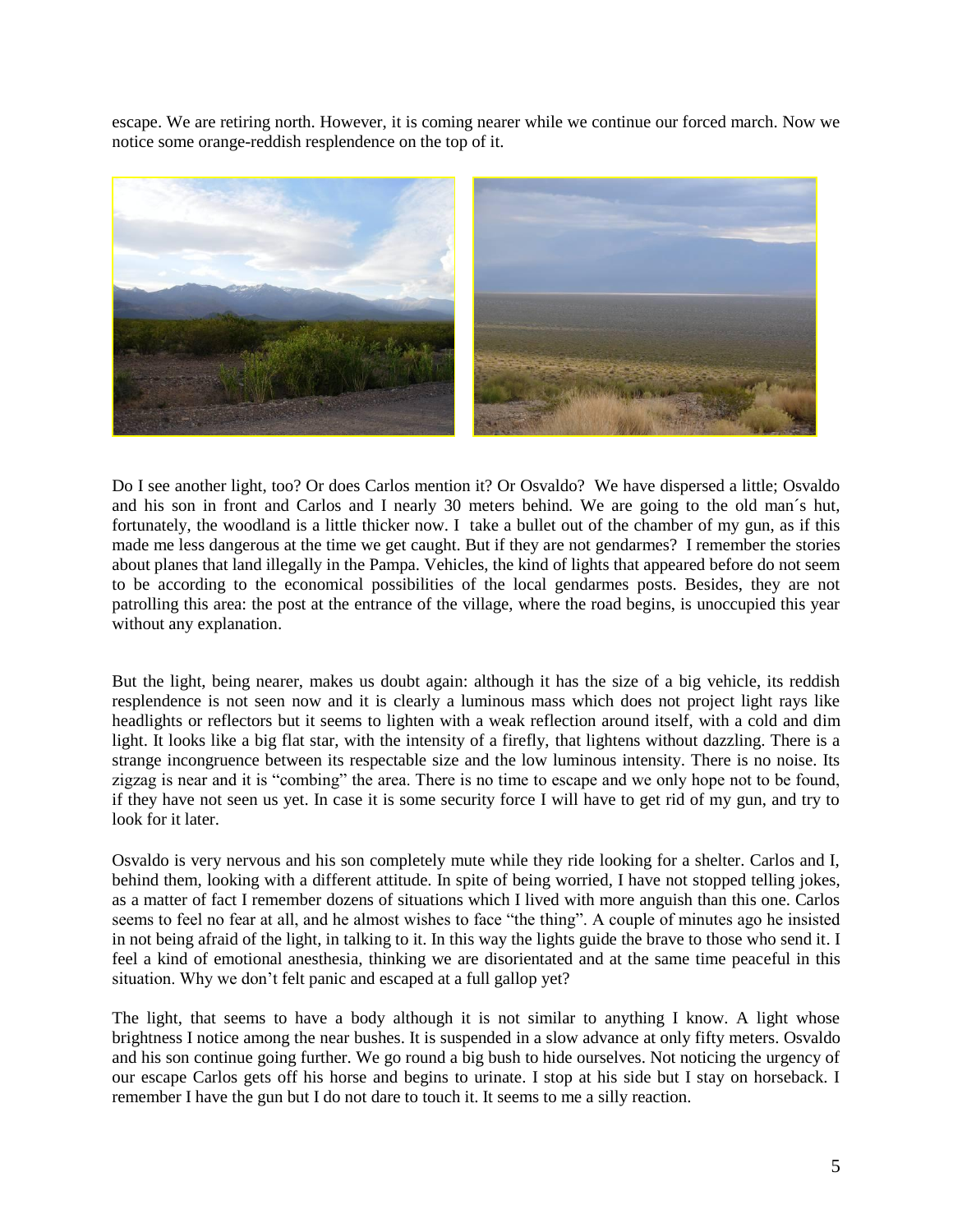escape. We are retiring north. However, it is coming nearer while we continue our forced march. Now we notice some orange-reddish resplendence on the top of it.

Do I see another light, too? Or does Carlos mention it? Or Osvaldo? We have dispersed a little; Osvaldo and his son in front and Carlos and I nearly 30 meters behind. We are going to the old man´s hut, fortunately, the woodland is a little thicker now. I take a bullet out of the chamber of my gun, as if this made me less dangerous at the time we get caught. But if they are not gendarmes? I remember the stories about planes that land illegally in the Pampa. Vehicles, the kind of lights that appeared before do not seem to be according to the economical possibilities of the local gendarmes posts. Besides, they are not patrolling this area: the post at the entrance of the village, where the road begins, is unoccupied this year without any explanation.

But the light, being nearer, makes us doubt again: although it has the size of a big vehicle, its reddish resplendence is not seen now and it is clearly a luminous mass which does not project light rays like headlights or reflectors but it seems to lighten with a weak reflection around itself, with a cold and dim light. It looks like a big flat star, with the intensity of a firefly, that lightens without dazzling. There is a strange incongruence between its respectable size and the low luminous intensity. There is no noise. Its zigzag is near and it is "combing" the area. There is no time to escape and we only hope not to be found, if they have not seen us yet. In case it is some security force I will have to get rid of my gun, and try to look for it later.

Osvaldo is very nervous and his son completely mute while they ride looking for a shelter. Carlos and I, behind them, looking with a different attitude. In spite of being worried, I have not stopped telling jokes, as a matter of fact I remember dozens of situations which I lived with more anguish than this one. Carlos seems to feel no fear at all, and he almost wishes to face "the thing". A couple of minutes ago he insisted in not being afraid of the light, in talking to it. In this way the lights guide the brave to those who send it. I feel a kind of emotional anesthesia, thinking we are disorientated and at the same time peaceful in this situation. Why we don't felt panic and escaped at a full gallop yet?

The light, that seems to have a body although it is not similar to anything I know. A light whose brightness I notice among the near bushes. It is suspended in a slow advance at only fifty meters. Osvaldo and his son continue going further. We go round a big bush to hide ourselves. Not noticing the urgency of our escape Carlos gets off his horse and begins to urinate. I stop at his side but I stay on horseback. I remember I have the gun but I do not dare to touch it. It seems to me a silly reaction.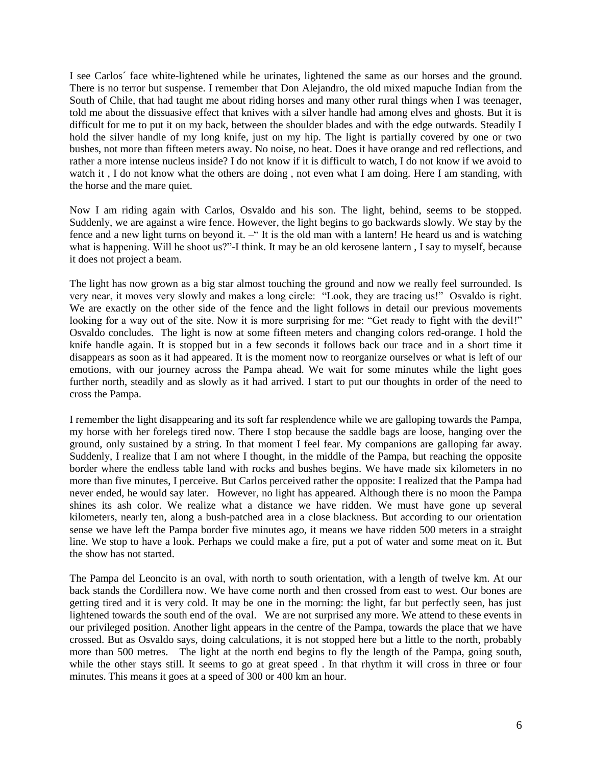I see Carlos´ face white-lightened while he urinates, lightened the same as our horses and the ground. There is no terror but suspense. I remember that Don Alejandro, the old mixed mapuche Indian from the South of Chile, that had taught me about riding horses and many other rural things when I was teenager, told me about the dissuasive effect that knives with a silver handle had among elves and ghosts. But it is difficult for me to put it on my back, between the shoulder blades and with the edge outwards. Steadily I hold the silver handle of my long knife, just on my hip. The light is partially covered by one or two bushes, not more than fifteen meters away. No noise, no heat. Does it have orange and red reflections, and rather a more intense nucleus inside? I do not know if it is difficult to watch, I do not know if we avoid to watch it , I do not know what the others are doing , not even what I am doing. Here I am standing, with the horse and the mare quiet.

Now I am riding again with Carlos, Osvaldo and his son. The light, behind, seems to be stopped. Suddenly, we are against a wire fence. However, the light begins to go backwards slowly. We stay by the fence and a new light turns on beyond it. –" It is the old man with a lantern! He heard us and is watching what is happening. Will he shoot us?"-I think. It may be an old kerosene lantern , I say to myself, because it does not project a beam.

The light has now grown as a big star almost touching the ground and now we really feel surrounded. Is very near, it moves very slowly and makes a long circle: "Look, they are tracing us!" Osvaldo is right. We are exactly on the other side of the fence and the light follows in detail our previous movements looking for a way out of the site. Now it is more surprising for me: "Get ready to fight with the devil!" Osvaldo concludes. The light is now at some fifteen meters and changing colors red-orange. I hold the knife handle again. It is stopped but in a few seconds it follows back our trace and in a short time it disappears as soon as it had appeared. It is the moment now to reorganize ourselves or what is left of our emotions, with our journey across the Pampa ahead. We wait for some minutes while the light goes further north, steadily and as slowly as it had arrived. I start to put our thoughts in order of the need to cross the Pampa.

I remember the light disappearing and its soft far resplendence while we are galloping towards the Pampa, my horse with her forelegs tired now. There I stop because the saddle bags are loose, hanging over the ground, only sustained by a string. In that moment I feel fear. My companions are galloping far away. Suddenly, I realize that I am not where I thought, in the middle of the Pampa, but reaching the opposite border where the endless table land with rocks and bushes begins. We have made six kilometers in no more than five minutes, I perceive. But Carlos perceived rather the opposite: I realized that the Pampa had never ended, he would say later. However, no light has appeared. Although there is no moon the Pampa shines its ash color. We realize what a distance we have ridden. We must have gone up several kilometers, nearly ten, along a bush-patched area in a close blackness. But according to our orientation sense we have left the Pampa border five minutes ago, it means we have ridden 500 meters in a straight line. We stop to have a look. Perhaps we could make a fire, put a pot of water and some meat on it. But the show has not started.

The Pampa del Leoncito is an oval, with north to south orientation, with a length of twelve km. At our back stands the Cordillera now. We have come north and then crossed from east to west. Our bones are getting tired and it is very cold. It may be one in the morning: the light, far but perfectly seen, has just lightened towards the south end of the oval. We are not surprised any more. We attend to these events in our privileged position. Another light appears in the centre of the Pampa, towards the place that we have crossed. But as Osvaldo says, doing calculations, it is not stopped here but a little to the north, probably more than 500 metres. The light at the north end begins to fly the length of the Pampa, going south, while the other stays still. It seems to go at great speed . In that rhythm it will cross in three or four minutes. This means it goes at a speed of 300 or 400 km an hour.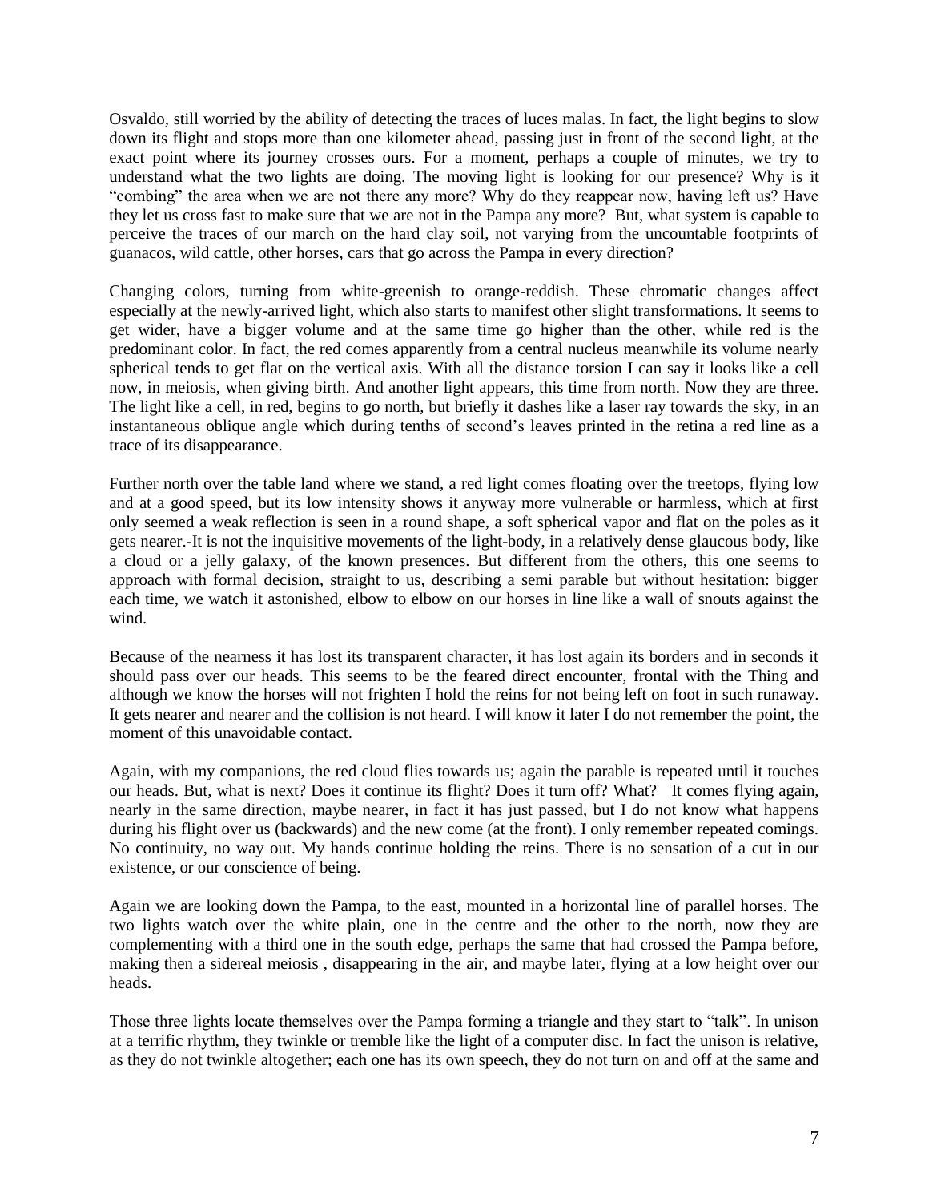Osvaldo, still worried by the ability of detecting the traces of luces malas. In fact, the light begins to slow down its flight and stops more than one kilometer ahead, passing just in front of the second light, at the exact point where its journey crosses ours. For a moment, perhaps a couple of minutes, we try to understand what the two lights are doing. The moving light is looking for our presence? Why is it "combing" the area when we are not there any more? Why do they reappear now, having left us? Have they let us cross fast to make sure that we are not in the Pampa any more? But, what system is capable to perceive the traces of our march on the hard clay soil, not varying from the uncountable footprints of guanacos, wild cattle, other horses, cars that go across the Pampa in every direction?

Changing colors, turning from white-greenish to orange-reddish. These chromatic changes affect especially at the newly-arrived light, which also starts to manifest other slight transformations. It seems to get wider, have a bigger volume and at the same time go higher than the other, while red is the predominant color. In fact, the red comes apparently from a central nucleus meanwhile its volume nearly spherical tends to get flat on the vertical axis. With all the distance torsion I can say it looks like a cell now, in meiosis, when giving birth. And another light appears, this time from north. Now they are three. The light like a cell, in red, begins to go north, but briefly it dashes like a laser ray towards the sky, in an instantaneous oblique angle which during tenths of second's leaves printed in the retina a red line as a trace of its disappearance.

Further north over the table land where we stand, a red light comes floating over the treetops, flying low and at a good speed, but its low intensity shows it anyway more vulnerable or harmless, which at first only seemed a weak reflection is seen in a round shape, a soft spherical vapor and flat on the poles as it gets nearer.-It is not the inquisitive movements of the light-body, in a relatively dense glaucous body, like a cloud or a jelly galaxy, of the known presences. But different from the others, this one seems to approach with formal decision, straight to us, describing a semi parable but without hesitation: bigger each time, we watch it astonished, elbow to elbow on our horses in line like a wall of snouts against the wind.

Because of the nearness it has lost its transparent character, it has lost again its borders and in seconds it should pass over our heads. This seems to be the feared direct encounter, frontal with the Thing and although we know the horses will not frighten I hold the reins for not being left on foot in such runaway. It gets nearer and nearer and the collision is not heard. I will know it later I do not remember the point, the moment of this unavoidable contact.

Again, with my companions, the red cloud flies towards us; again the parable is repeated until it touches our heads. But, what is next? Does it continue its flight? Does it turn off? What? It comes flying again, nearly in the same direction, maybe nearer, in fact it has just passed, but I do not know what happens during his flight over us (backwards) and the new come (at the front). I only remember repeated comings. No continuity, no way out. My hands continue holding the reins. There is no sensation of a cut in our existence, or our conscience of being.

Again we are looking down the Pampa, to the east, mounted in a horizontal line of parallel horses. The two lights watch over the white plain, one in the centre and the other to the north, now they are complementing with a third one in the south edge, perhaps the same that had crossed the Pampa before, making then a sidereal meiosis , disappearing in the air, and maybe later, flying at a low height over our heads.

Those three lights locate themselves over the Pampa forming a triangle and they start to "talk". In unison at a terrific rhythm, they twinkle or tremble like the light of a computer disc. In fact the unison is relative, as they do not twinkle altogether; each one has its own speech, they do not turn on and off at the same and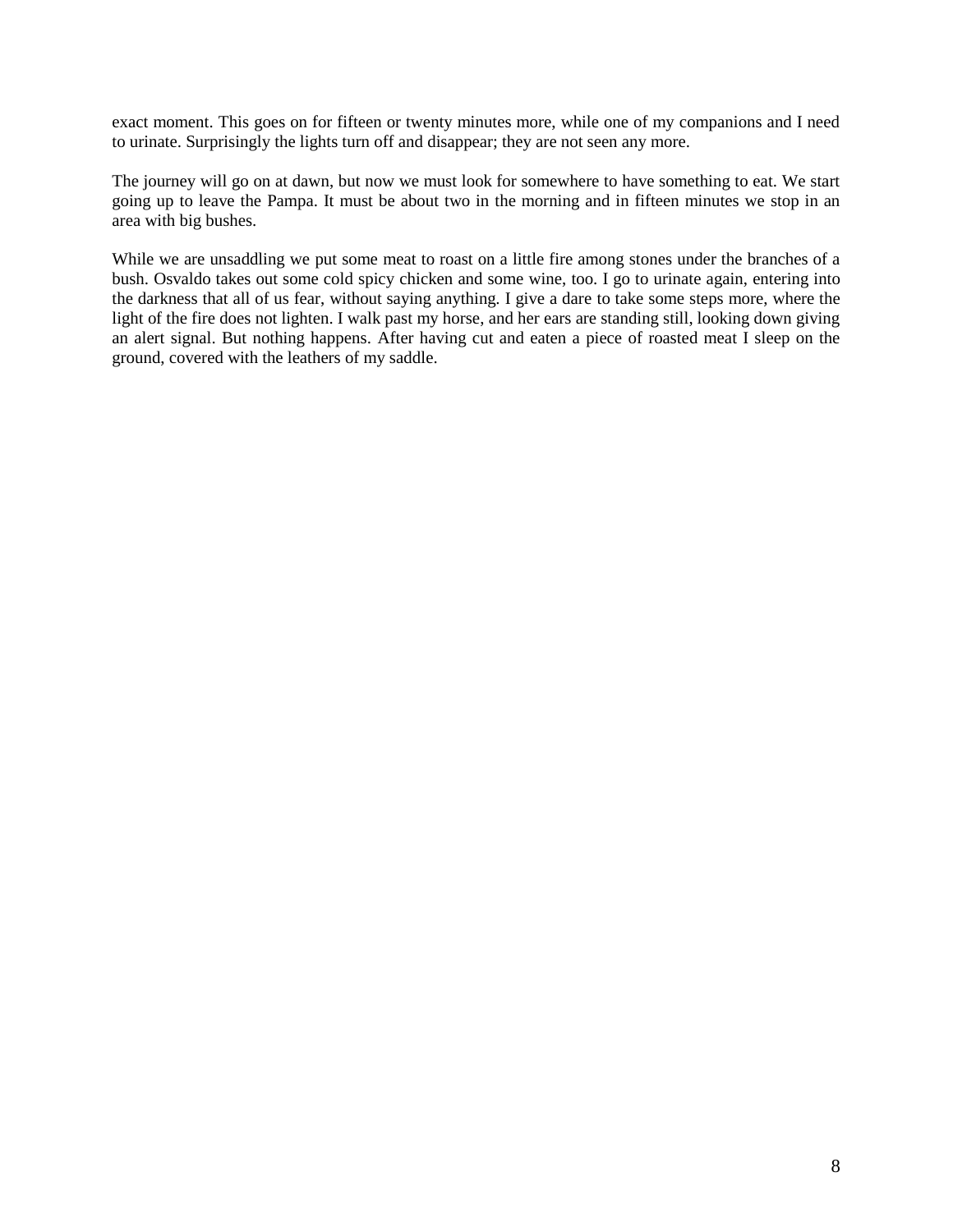exact moment. This goes on for fifteen or twenty minutes more, while one of my companions and I need to urinate. Surprisingly the lights turn off and disappear; they are not seen any more.

The journey will go on at dawn, but now we must look for somewhere to have something to eat. We start going up to leave the Pampa. It must be about two in the morning and in fifteen minutes we stop in an area with big bushes.

While we are unsaddling we put some meat to roast on a little fire among stones under the branches of a bush. Osvaldo takes out some cold spicy chicken and some wine, too. I go to urinate again, entering into the darkness that all of us fear, without saying anything. I give a dare to take some steps more, where the light of the fire does not lighten. I walk past my horse, and her ears are standing still, looking down giving an alert signal. But nothing happens. After having cut and eaten a piece of roasted meat I sleep on the ground, covered with the leathers of my saddle.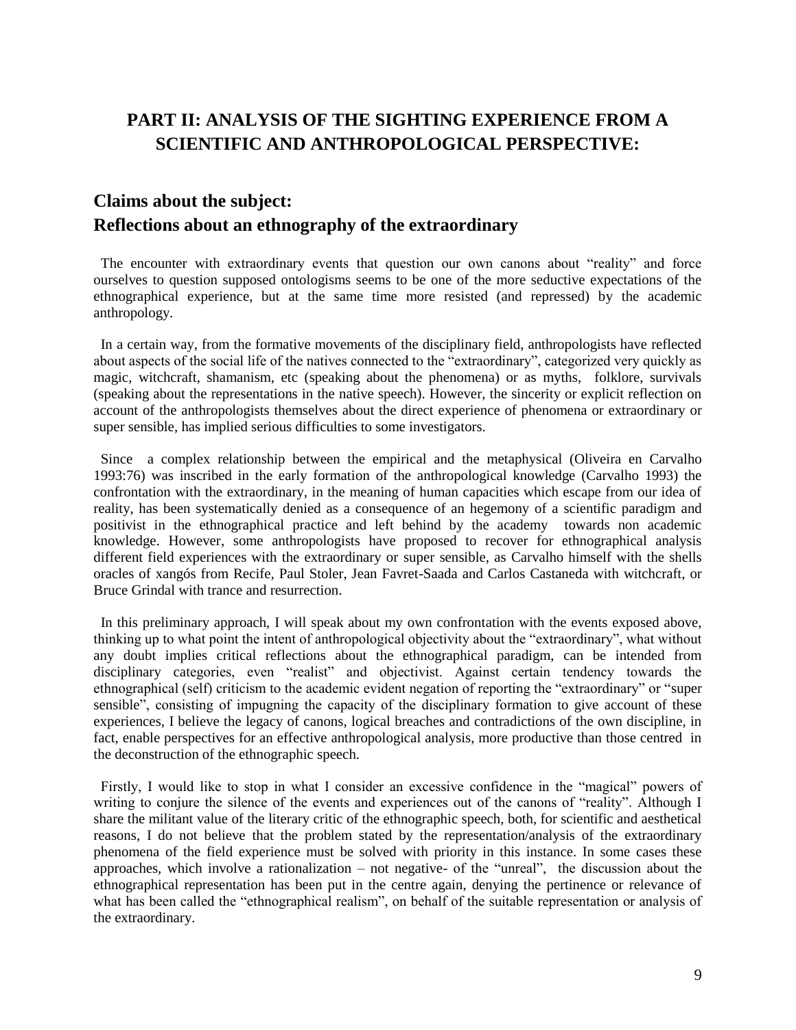# PART II: ANALYSIS OF THE SIGHTING EXPERIENCE FROM A SCIENTIFIC AND ANTHROPOLOGICAL PERSPECTIVE:

## Claims about the subject:
## Reflections about an ethnography of the extraordinary

The encounter with extraordinary events that question our own canons about "reality" and force ourselves to question supposed ontologisms seems to be one of the more seductive expectations of the ethnographical experience, but at the same time more resisted (and repressed) by the academic anthropology.

In a certain way, from the formative movements of the disciplinary field, anthropologists have reflected about aspects of the social life of the natives connected to the "extraordinary", categorized very quickly as magic, witchcraft, shamanism, etc (speaking about the phenomena) or as myths, folklore, survivals (speaking about the representations in the native speech). However, the sincerity or explicit reflection on account of the anthropologists themselves about the direct experience of phenomena or extraordinary or super sensible, has implied serious difficulties to some investigators.

Since a complex relationship between the empirical and the metaphysical (Oliveira en Carvalho 1993:76) was inscribed in the early formation of the anthropological knowledge (Carvalho 1993) the confrontation with the extraordinary, in the meaning of human capacities which escape from our idea of reality, has been systematically denied as a consequence of an hegemony of a scientific paradigm and positivist in the ethnographical practice and left behind by the academy towards non academic knowledge. However, some anthropologists have proposed to recover for ethnographical analysis different field experiences with the extraordinary or super sensible, as Carvalho himself with the shells oracles of xangós from Recife, Paul Stoler, Jean Favret-Saada and Carlos Castaneda with witchcraft, or Bruce Grindal with trance and resurrection.

In this preliminary approach, I will speak about my own confrontation with the events exposed above, thinking up to what point the intent of anthropological objectivity about the "extraordinary", what without any doubt implies critical reflections about the ethnographical paradigm, can be intended from disciplinary categories, even "realist" and objectivist. Against certain tendency towards the ethnographical (self) criticism to the academic evident negation of reporting the "extraordinary" or "super sensible", consisting of impugning the capacity of the disciplinary formation to give account of these experiences, I believe the legacy of canons, logical breaches and contradictions of the own discipline, in fact, enable perspectives for an effective anthropological analysis, more productive than those centred in the deconstruction of the ethnographic speech.

Firstly, I would like to stop in what I consider an excessive confidence in the "magical" powers of writing to conjure the silence of the events and experiences out of the canons of "reality". Although I share the militant value of the literary critic of the ethnographic speech, both, for scientific and aesthetical reasons, I do not believe that the problem stated by the representation/analysis of the extraordinary phenomena of the field experience must be solved with priority in this instance. In some cases these approaches, which involve a rationalization – not negative- of the "unreal", the discussion about the ethnographical representation has been put in the centre again, denying the pertinence or relevance of what has been called the "ethnographical realism", on behalf of the suitable representation or analysis of the extraordinary.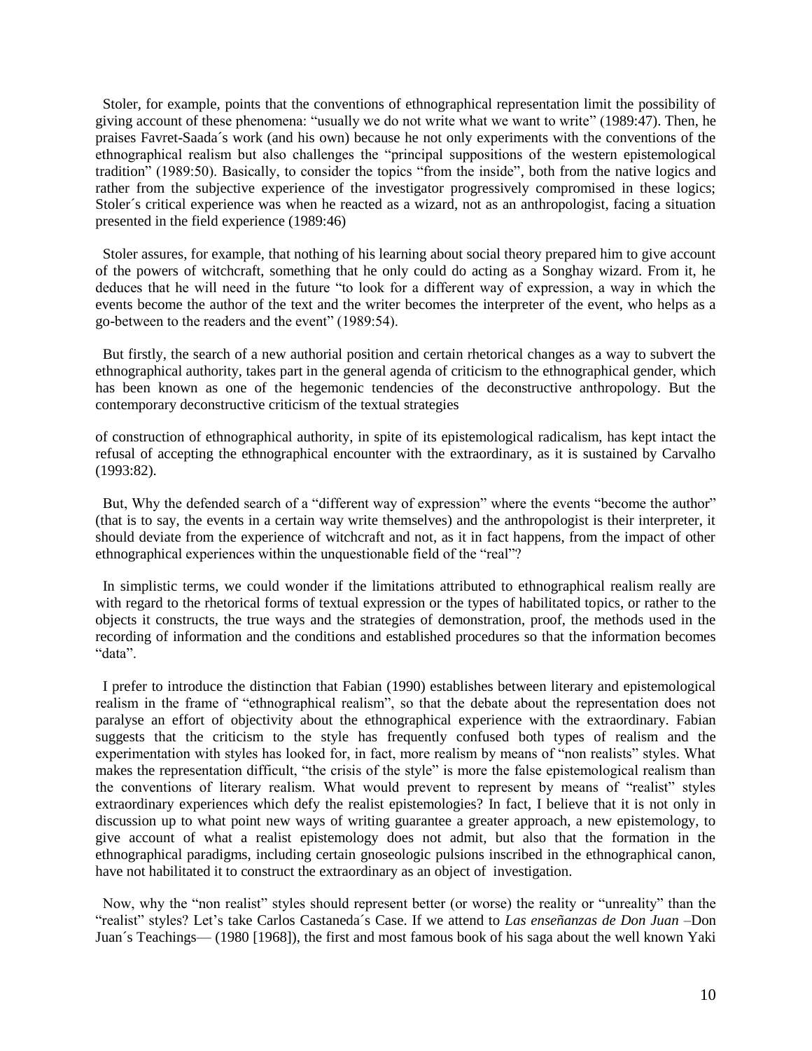Stoler, for example, points that the conventions of ethnographical representation limit the possibility of giving account of these phenomena: "usually we do not write what we want to write" (1989:47). Then, he praises Favret-Saada´s work (and his own) because he not only experiments with the conventions of the ethnographical realism but also challenges the "principal suppositions of the western epistemological tradition" (1989:50). Basically, to consider the topics "from the inside", both from the native logics and rather from the subjective experience of the investigator progressively compromised in these logics; Stoler´s critical experience was when he reacted as a wizard, not as an anthropologist, facing a situation presented in the field experience (1989:46)

Stoler assures, for example, that nothing of his learning about social theory prepared him to give account of the powers of witchcraft, something that he only could do acting as a Songhay wizard. From it, he deduces that he will need in the future "to look for a different way of expression, a way in which the events become the author of the text and the writer becomes the interpreter of the event, who helps as a go-between to the readers and the event" (1989:54).

But firstly, the search of a new authorial position and certain rhetorical changes as a way to subvert the ethnographical authority, takes part in the general agenda of criticism to the ethnographical gender, which has been known as one of the hegemonic tendencies of the deconstructive anthropology. But the contemporary deconstructive criticism of the textual strategies of construction of ethnographical authority, in spite of its epistemological radicalism, has kept intact the refusal of accepting the ethnographical encounter with the extraordinary, as it is sustained by Carvalho (1993:82).

But, Why the defended search of a "different way of expression" where the events "become the author" (that is to say, the events in a certain way write themselves) and the anthropologist is their interpreter, it should deviate from the experience of witchcraft and not, as it in fact happens, from the impact of other ethnographical experiences within the unquestionable field of the "real"?

In simplistic terms, we could wonder if the limitations attributed to ethnographical realism really are with regard to the rhetorical forms of textual expression or the types of habilitated topics, or rather to the objects it constructs, the true ways and the strategies of demonstration, proof, the methods used in the recording of information and the conditions and established procedures so that the information becomes "data".

I prefer to introduce the distinction that Fabian (1990) establishes between literary and epistemological realism in the frame of "ethnographical realism", so that the debate about the representation does not paralyse an effort of objectivity about the ethnographical experience with the extraordinary. Fabian suggests that the criticism to the style has frequently confused both types of realism and the experimentation with styles has looked for, in fact, more realism by means of "non realists" styles. What makes the representation difficult, "the crisis of the style" is more the false epistemological realism than the conventions of literary realism. What would prevent to represent by means of "realist" styles extraordinary experiences which defy the realist epistemologies? In fact, I believe that it is not only in discussion up to what point new ways of writing guarantee a greater approach, a new epistemology, to give account of what a realist epistemology does not admit, but also that the formation in the ethnographical paradigms, including certain gnoseologic pulsions inscribed in the ethnographical canon, have not habilitated it to construct the extraordinary as an object of investigation.

Now, why the "non realist" styles should represent better (or worse) the reality or "unreality" than the "realist" styles? Let's take Carlos Castaneda´s Case. If we attend to *Las enseñanzas de Don Juan* –Don Juan´s Teachings— (1980 [1968]), the first and most famous book of his saga about the well known Yaki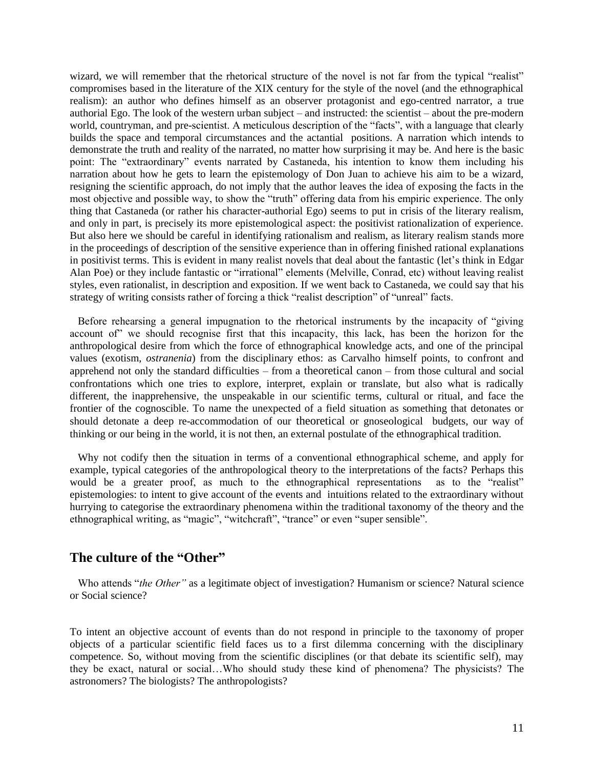wizard, we will remember that the rhetorical structure of the novel is not far from the typical "realist" compromises based in the literature of the XIX century for the style of the novel (and the ethnographical realism): an author who defines himself as an observer protagonist and ego-centred narrator, a true authorial Ego. The look of the western urban subject – and instructed: the scientist – about the pre-modern world, countryman, and pre-scientist. A meticulous description of the "facts", with a language that clearly builds the space and temporal circumstances and the actantial positions. A narration which intends to demonstrate the truth and reality of the narrated, no matter how surprising it may be. And here is the basic point: The "extraordinary" events narrated by Castaneda, his intention to know them including his narration about how he gets to learn the epistemology of Don Juan to achieve his aim to be a wizard, resigning the scientific approach, do not imply that the author leaves the idea of exposing the facts in the most objective and possible way, to show the "truth" offering data from his empiric experience. The only thing that Castaneda (or rather his character-authorial Ego) seems to put in crisis of the literary realism, and only in part, is precisely its more epistemological aspect: the positivist rationalization of experience. But also here we should be careful in identifying rationalism and realism, as literary realism stands more in the proceedings of description of the sensitive experience than in offering finished rational explanations in positivist terms. This is evident in many realist novels that deal about the fantastic (let's think in Edgar Alan Poe) or they include fantastic or "irrational" elements (Melville, Conrad, etc) without leaving realist styles, even rationalist, in description and exposition. If we went back to Castaneda, we could say that his strategy of writing consists rather of forcing a thick "realist description" of "unreal" facts.

Before rehearsing a general impugnation to the rhetorical instruments by the incapacity of "giving account of" we should recognise first that this incapacity, this lack, has been the horizon for the anthropological desire from which the force of ethnographical knowledge acts, and one of the principal values (exotism, *ostranenia*) from the disciplinary ethos: as Carvalho himself points, to confront and apprehend not only the standard difficulties – from a theoretical canon – from those cultural and social confrontations which one tries to explore, interpret, explain or translate, but also what is radically different, the inapprehensive, the unspeakable in our scientific terms, cultural or ritual, and face the frontier of the cognoscible. To name the unexpected of a field situation as something that detonates or should detonate a deep re-accommodation of our theoretical or gnoseological budgets, our way of thinking or our being in the world, it is not then, an external postulate of the ethnographical tradition.

Why not codify then the situation in terms of a conventional ethnographical scheme, and apply for example, typical categories of the anthropological theory to the interpretations of the facts? Perhaps this would be a greater proof, as much to the ethnographical representations as to the "realist" epistemologies: to intent to give account of the events and intuitions related to the extraordinary without hurrying to categorise the extraordinary phenomena within the traditional taxonomy of the theory and the ethnographical writing, as "magic", "witchcraft", "trance" or even "super sensible".

## The culture of the "Other"

Who attends "*the Other"* as a legitimate object of investigation? Humanism or science? Natural science or Social science?

To intent an objective account of events than do not respond in principle to the taxonomy of proper objects of a particular scientific field faces us to a first dilemma concerning with the disciplinary competence. So, without moving from the scientific disciplines (or that debate its scientific self), may they be exact, natural or social…Who should study these kind of phenomena? The physicists? The astronomers? The biologists? The anthropologists?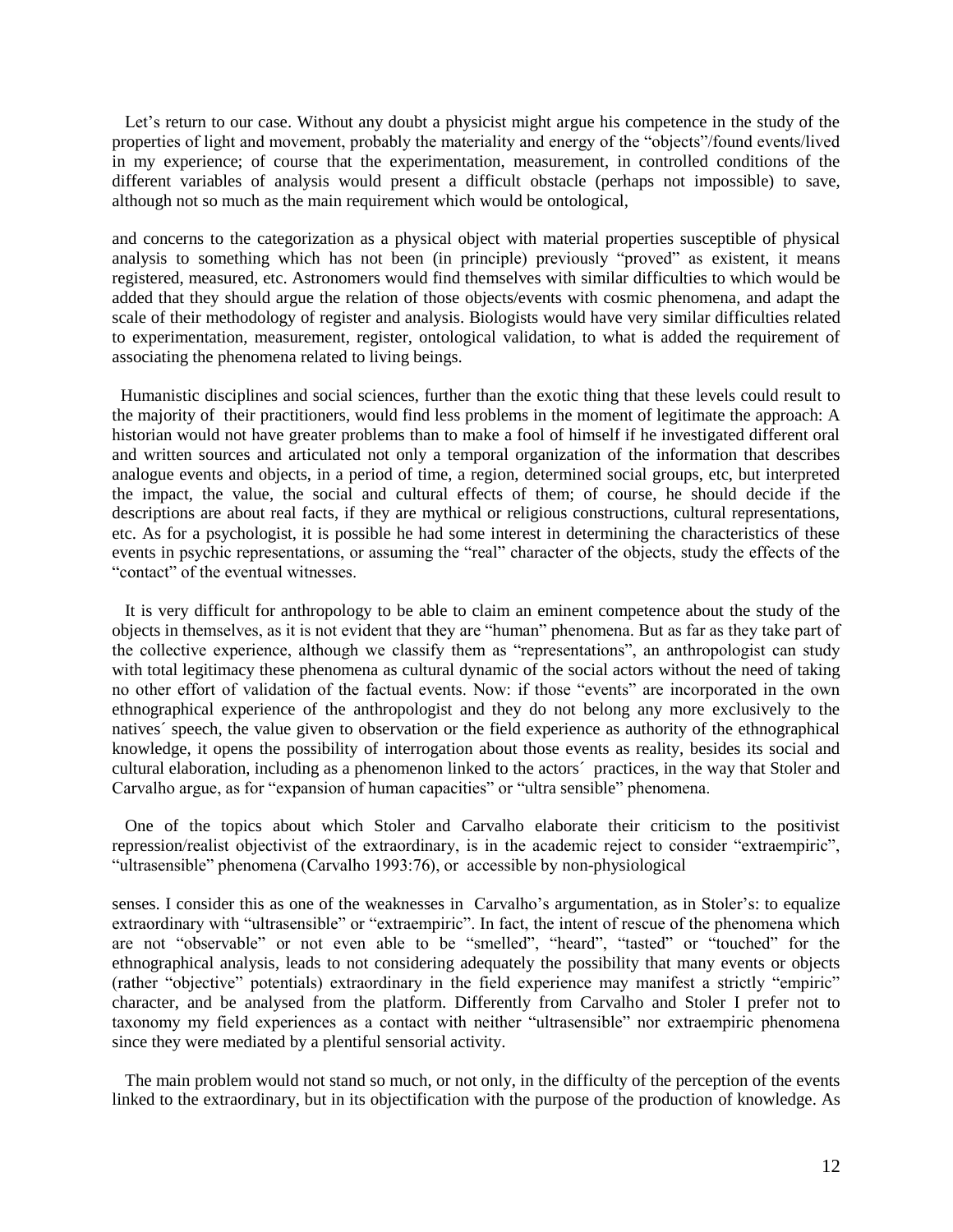Let's return to our case. Without any doubt a physicist might argue his competence in the study of the properties of light and movement, probably the materiality and energy of the "objects"/found events/lived in my experience; of course that the experimentation, measurement, in controlled conditions of the different variables of analysis would present a difficult obstacle (perhaps not impossible) to save, although not so much as the main requirement which would be ontological,

and concerns to the categorization as a physical object with material properties susceptible of physical analysis to something which has not been (in principle) previously "proved" as existent, it means registered, measured, etc. Astronomers would find themselves with similar difficulties to which would be added that they should argue the relation of those objects/events with cosmic phenomena, and adapt the scale of their methodology of register and analysis. Biologists would have very similar difficulties related to experimentation, measurement, register, ontological validation, to what is added the requirement of associating the phenomena related to living beings.

Humanistic disciplines and social sciences, further than the exotic thing that these levels could result to the majority of their practitioners, would find less problems in the moment of legitimate the approach: A historian would not have greater problems than to make a fool of himself if he investigated different oral and written sources and articulated not only a temporal organization of the information that describes analogue events and objects, in a period of time, a region, determined social groups, etc, but interpreted the impact, the value, the social and cultural effects of them; of course, he should decide if the descriptions are about real facts, if they are mythical or religious constructions, cultural representations, etc. As for a psychologist, it is possible he had some interest in determining the characteristics of these events in psychic representations, or assuming the "real" character of the objects, study the effects of the "contact" of the eventual witnesses.

It is very difficult for anthropology to be able to claim an eminent competence about the study of the objects in themselves, as it is not evident that they are "human" phenomena. But as far as they take part of the collective experience, although we classify them as "representations", an anthropologist can study with total legitimacy these phenomena as cultural dynamic of the social actors without the need of taking no other effort of validation of the factual events. Now: if those "events" are incorporated in the own ethnographical experience of the anthropologist and they do not belong any more exclusively to the natives´ speech, the value given to observation or the field experience as authority of the ethnographical knowledge, it opens the possibility of interrogation about those events as reality, besides its social and cultural elaboration, including as a phenomenon linked to the actors´ practices, in the way that Stoler and Carvalho argue, as for "expansion of human capacities" or "ultra sensible" phenomena.

One of the topics about which Stoler and Carvalho elaborate their criticism to the positivist repression/realist objectivist of the extraordinary, is in the academic reject to consider "extraempiric", "ultrasensible" phenomena (Carvalho 1993:76), or accessible by non-physiological

senses. I consider this as one of the weaknesses in Carvalho's argumentation, as in Stoler's: to equalize extraordinary with "ultrasensible" or "extraempiric". In fact, the intent of rescue of the phenomena which are not "observable" or not even able to be "smelled", "heard", "tasted" or "touched" for the ethnographical analysis, leads to not considering adequately the possibility that many events or objects (rather "objective" potentials) extraordinary in the field experience may manifest a strictly "empiric" character, and be analysed from the platform. Differently from Carvalho and Stoler I prefer not to taxonomy my field experiences as a contact with neither "ultrasensible" nor extraempiric phenomena since they were mediated by a plentiful sensorial activity.

The main problem would not stand so much, or not only, in the difficulty of the perception of the events linked to the extraordinary, but in its objectification with the purpose of the production of knowledge. As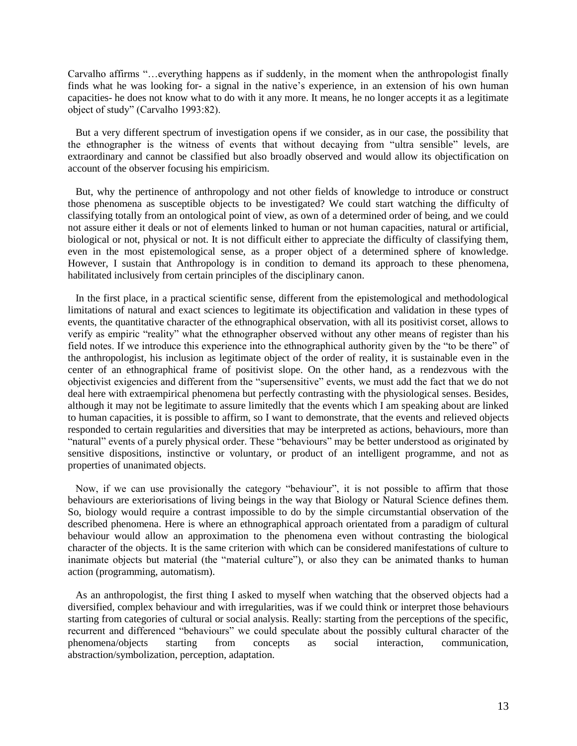Carvalho affirms "…everything happens as if suddenly, in the moment when the anthropologist finally finds what he was looking for- a signal in the native's experience, in an extension of his own human capacities- he does not know what to do with it any more. It means, he no longer accepts it as a legitimate object of study" (Carvalho 1993:82).

But a very different spectrum of investigation opens if we consider, as in our case, the possibility that the ethnographer is the witness of events that without decaying from "ultra sensible" levels, are extraordinary and cannot be classified but also broadly observed and would allow its objectification on account of the observer focusing his empiricism.

But, why the pertinence of anthropology and not other fields of knowledge to introduce or construct those phenomena as susceptible objects to be investigated? We could start watching the difficulty of classifying totally from an ontological point of view, as own of a determined order of being, and we could not assure either it deals or not of elements linked to human or not human capacities, natural or artificial, biological or not, physical or not. It is not difficult either to appreciate the difficulty of classifying them, even in the most epistemological sense, as a proper object of a determined sphere of knowledge. However, I sustain that Anthropology is in condition to demand its approach to these phenomena, habilitated inclusively from certain principles of the disciplinary canon.

In the first place, in a practical scientific sense, different from the epistemological and methodological limitations of natural and exact sciences to legitimate its objectification and validation in these types of events, the quantitative character of the ethnographical observation, with all its positivist corset, allows to verify as empiric "reality" what the ethnographer observed without any other means of register than his field notes. If we introduce this experience into the ethnographical authority given by the "to be there" of the anthropologist, his inclusion as legitimate object of the order of reality, it is sustainable even in the center of an ethnographical frame of positivist slope. On the other hand, as a rendezvous with the objectivist exigencies and different from the "supersensitive" events, we must add the fact that we do not deal here with extraempirical phenomena but perfectly contrasting with the physiological senses. Besides, although it may not be legitimate to assure limitedly that the events which I am speaking about are linked to human capacities, it is possible to affirm, so I want to demonstrate, that the events and relieved objects responded to certain regularities and diversities that may be interpreted as actions, behaviours, more than "natural" events of a purely physical order. These "behaviours" may be better understood as originated by sensitive dispositions, instinctive or voluntary, or product of an intelligent programme, and not as properties of unanimated objects.

Now, if we can use provisionally the category "behaviour", it is not possible to affirm that those behaviours are exteriorisations of living beings in the way that Biology or Natural Science defines them. So, biology would require a contrast impossible to do by the simple circumstantial observation of the described phenomena. Here is where an ethnographical approach orientated from a paradigm of cultural behaviour would allow an approximation to the phenomena even without contrasting the biological character of the objects. It is the same criterion with which can be considered manifestations of culture to inanimate objects but material (the "material culture"), or also they can be animated thanks to human action (programming, automatism).

As an anthropologist, the first thing I asked to myself when watching that the observed objects had a diversified, complex behaviour and with irregularities, was if we could think or interpret those behaviours starting from categories of cultural or social analysis. Really: starting from the perceptions of the specific, recurrent and differenced "behaviours" we could speculate about the possibly cultural character of the phenomena/objects starting from concepts as social interaction, communication, abstraction/symbolization, perception, adaptation.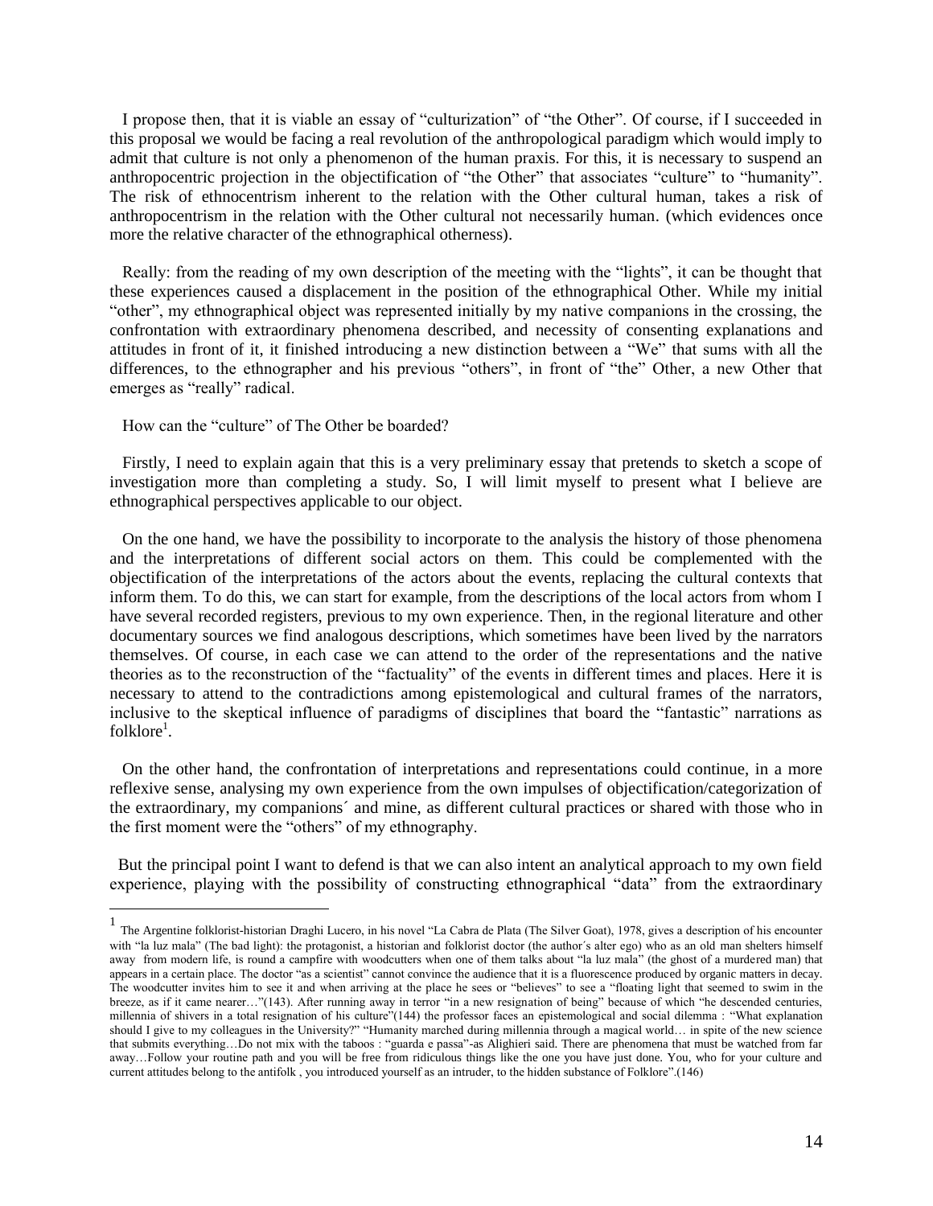I propose then, that it is viable an essay of "culturization" of "the Other". Of course, if I succeeded in this proposal we would be facing a real revolution of the anthropological paradigm which would imply to admit that culture is not only a phenomenon of the human praxis. For this, it is necessary to suspend an anthropocentric projection in the objectification of "the Other" that associates "culture" to "humanity". The risk of ethnocentrism inherent to the relation with the Other cultural human, takes a risk of anthropocentrism in the relation with the Other cultural not necessarily human. (which evidences once more the relative character of the ethnographical otherness).

Really: from the reading of my own description of the meeting with the "lights", it can be thought that these experiences caused a displacement in the position of the ethnographical Other. While my initial "other", my ethnographical object was represented initially by my native companions in the crossing, the confrontation with extraordinary phenomena described, and necessity of consenting explanations and attitudes in front of it, it finished introducing a new distinction between a "We" that sums with all the differences, to the ethnographer and his previous "others", in front of "the" Other, a new Other that emerges as "really" radical.

How can the "culture" of The Other be boarded?

Firstly, I need to explain again that this is a very preliminary essay that pretends to sketch a scope of investigation more than completing a study. So, I will limit myself to present what I believe are ethnographical perspectives applicable to our object.

On the one hand, we have the possibility to incorporate to the analysis the history of those phenomena and the interpretations of different social actors on them. This could be complemented with the objectification of the interpretations of the actors about the events, replacing the cultural contexts that inform them. To do this, we can start for example, from the descriptions of the local actors from whom I have several recorded registers, previous to my own experience. Then, in the regional literature and other documentary sources we find analogous descriptions, which sometimes have been lived by the narrators themselves. Of course, in each case we can attend to the order of the representations and the native theories as to the reconstruction of the "factuality" of the events in different times and places. Here it is necessary to attend to the contradictions among epistemological and cultural frames of the narrators, inclusive to the skeptical influence of paradigms of disciplines that board the "fantastic" narrations as folklore[1].

On the other hand, the confrontation of interpretations and representations could continue, in a more reflexive sense, analysing my own experience from the own impulses of objectification/categorization of the extraordinary, my companions´ and mine, as different cultural practices or shared with those who in the first moment were the "others" of my ethnography.

But the principal point I want to defend is that we can also intent an analytical approach to my own field experience, playing with the possibility of constructing ethnographical "data" from the extraordinary

---

[1] The Argentine folklorist-historian Draghi Lucero, in his novel "La Cabra de Plata (The Silver Goat), 1978, gives a description of his encounter with "la luz mala" (The bad light): the protagonist, a historian and folklorist doctor (the author´s alter ego) who as an old man shelters himself away from modern life, is round a campfire with woodcutters when one of them talks about "la luz mala" (the ghost of a murdered man) that appears in a certain place. The doctor "as a scientist" cannot convince the audience that it is a fluorescence produced by organic matters in decay. The woodcutter invites him to see it and when arriving at the place he sees or "believes" to see a "floating light that seemed to swim in the breeze, as if it came nearer…"(143). After running away in terror "in a new resignation of being" because of which "he descended centuries, millennia of shivers in a total resignation of his culture"(144) the professor faces an epistemological and social dilemma : "What explanation should I give to my colleagues in the University?" "Humanity marched during millennia through a magical world… in spite of the new science that submits everything…Do not mix with the taboos : "guarda e passa"-as Alighieri said. There are phenomena that must be watched from far away…Follow your routine path and you will be free from ridiculous things like the one you have just done. You, who for your culture and current attitudes belong to the antifolk , you introduced yourself as an intruder, to the hidden substance of Folklore".(146)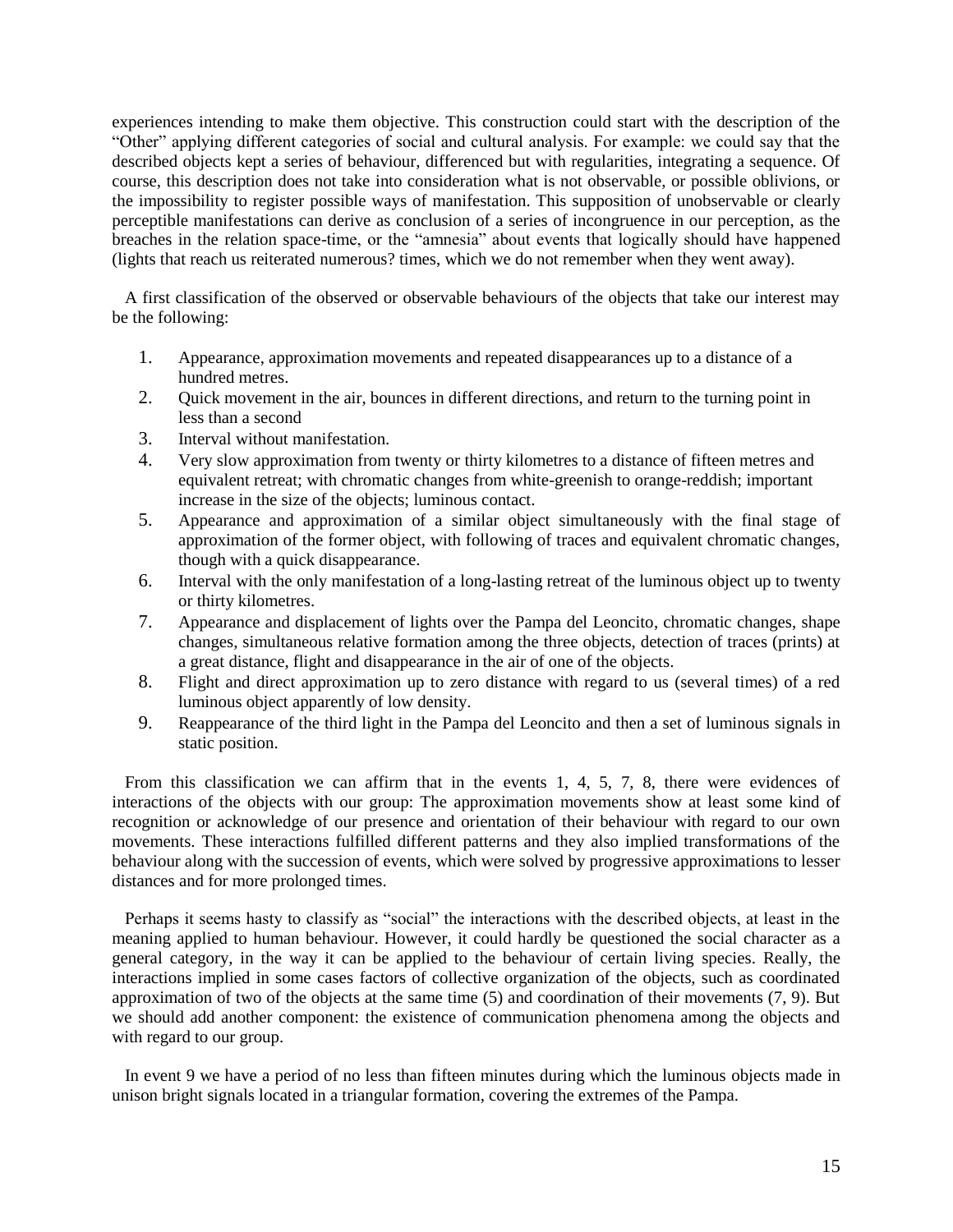experiences intending to make them objective. This construction could start with the description of the "Other" applying different categories of social and cultural analysis. For example: we could say that the described objects kept a series of behaviour, differenced but with regularities, integrating a sequence. Of course, this description does not take into consideration what is not observable, or possible oblivions, or the impossibility to register possible ways of manifestation. This supposition of unobservable or clearly perceptible manifestations can derive as conclusion of a series of incongruence in our perception, as the breaches in the relation space-time, or the "amnesia" about events that logically should have happened (lights that reach us reiterated numerous? times, which we do not remember when they went away).

A first classification of the observed or observable behaviours of the objects that take our interest may be the following:

1. Appearance, approximation movements and repeated disappearances up to a distance of a hundred metres.
2. Quick movement in the air, bounces in different directions, and return to the turning point in less than a second
3. Interval without manifestation.
4. Very slow approximation from twenty or thirty kilometres to a distance of fifteen metres and equivalent retreat; with chromatic changes from white-greenish to orange-reddish; important increase in the size of the objects; luminous contact.
5. Appearance and approximation of a similar object simultaneously with the final stage of approximation of the former object, with following of traces and equivalent chromatic changes, though with a quick disappearance.
6. Interval with the only manifestation of a long-lasting retreat of the luminous object up to twenty or thirty kilometres.
7. Appearance and displacement of lights over the Pampa del Leoncito, chromatic changes, shape changes, simultaneous relative formation among the three objects, detection of traces (prints) at a great distance, flight and disappearance in the air of one of the objects.
8. Flight and direct approximation up to zero distance with regard to us (several times) of a red luminous object apparently of low density.
9. Reappearance of the third light in the Pampa del Leoncito and then a set of luminous signals in static position.

From this classification we can affirm that in the events 1, 4, 5, 7, 8, there were evidences of interactions of the objects with our group: The approximation movements show at least some kind of recognition or acknowledge of our presence and orientation of their behaviour with regard to our own movements. These interactions fulfilled different patterns and they also implied transformations of the behaviour along with the succession of events, which were solved by progressive approximations to lesser distances and for more prolonged times.

Perhaps it seems hasty to classify as "social" the interactions with the described objects, at least in the meaning applied to human behaviour. However, it could hardly be questioned the social character as a general category, in the way it can be applied to the behaviour of certain living species. Really, the interactions implied in some cases factors of collective organization of the objects, such as coordinated approximation of two of the objects at the same time (5) and coordination of their movements (7, 9). But we should add another component: the existence of communication phenomena among the objects and with regard to our group.

In event 9 we have a period of no less than fifteen minutes during which the luminous objects made in unison bright signals located in a triangular formation, covering the extremes of the Pampa.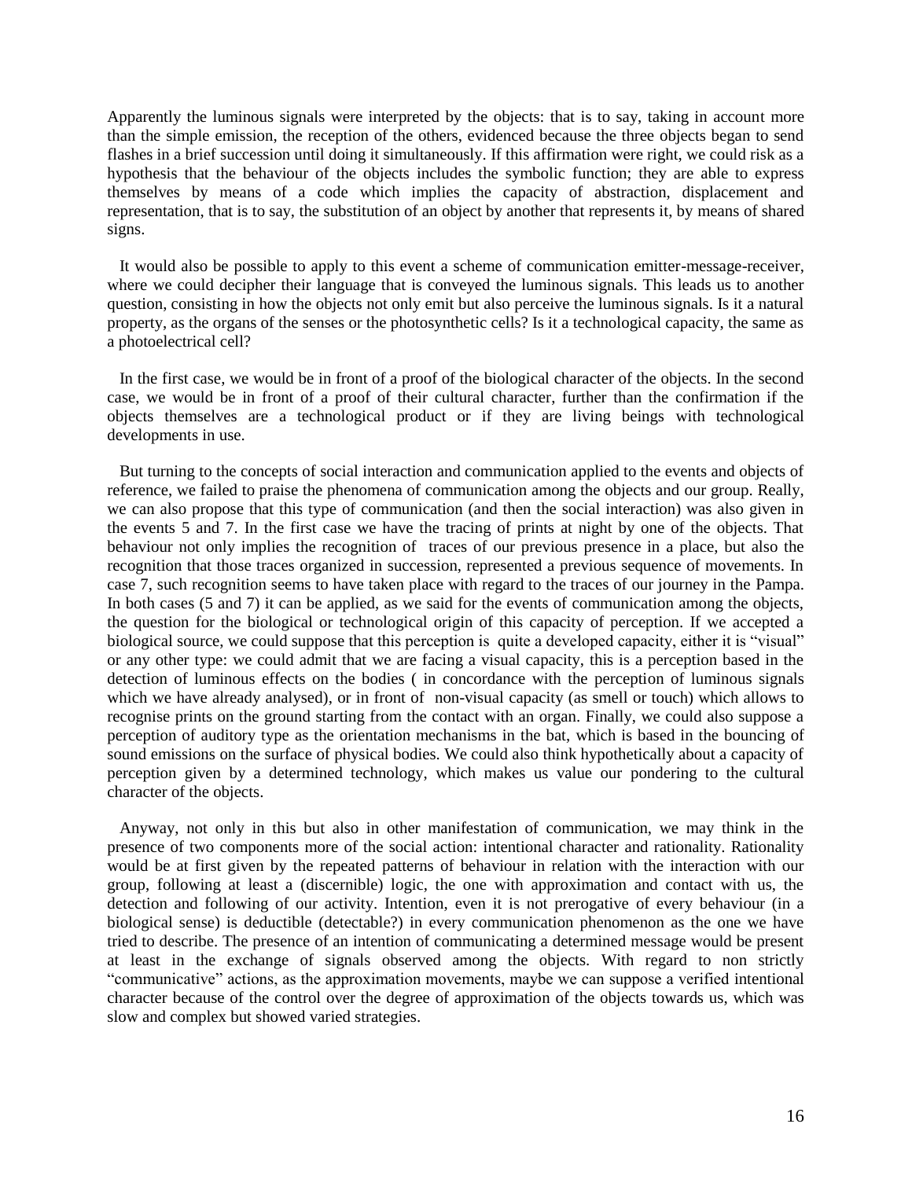Apparently the luminous signals were interpreted by the objects: that is to say, taking in account more than the simple emission, the reception of the others, evidenced because the three objects began to send flashes in a brief succession until doing it simultaneously. If this affirmation were right, we could risk as a hypothesis that the behaviour of the objects includes the symbolic function; they are able to express themselves by means of a code which implies the capacity of abstraction, displacement and representation, that is to say, the substitution of an object by another that represents it, by means of shared signs.

It would also be possible to apply to this event a scheme of communication emitter-message-receiver, where we could decipher their language that is conveyed the luminous signals. This leads us to another question, consisting in how the objects not only emit but also perceive the luminous signals. Is it a natural property, as the organs of the senses or the photosynthetic cells? Is it a technological capacity, the same as a photoelectrical cell?

In the first case, we would be in front of a proof of the biological character of the objects. In the second case, we would be in front of a proof of their cultural character, further than the confirmation if the objects themselves are a technological product or if they are living beings with technological developments in use.

But turning to the concepts of social interaction and communication applied to the events and objects of reference, we failed to praise the phenomena of communication among the objects and our group. Really, we can also propose that this type of communication (and then the social interaction) was also given in the events 5 and 7. In the first case we have the tracing of prints at night by one of the objects. That behaviour not only implies the recognition of traces of our previous presence in a place, but also the recognition that those traces organized in succession, represented a previous sequence of movements. In case 7, such recognition seems to have taken place with regard to the traces of our journey in the Pampa. In both cases (5 and 7) it can be applied, as we said for the events of communication among the objects, the question for the biological or technological origin of this capacity of perception. If we accepted a biological source, we could suppose that this perception is quite a developed capacity, either it is "visual" or any other type: we could admit that we are facing a visual capacity, this is a perception based in the detection of luminous effects on the bodies ( in concordance with the perception of luminous signals which we have already analysed), or in front of non-visual capacity (as smell or touch) which allows to recognise prints on the ground starting from the contact with an organ. Finally, we could also suppose a perception of auditory type as the orientation mechanisms in the bat, which is based in the bouncing of sound emissions on the surface of physical bodies. We could also think hypothetically about a capacity of perception given by a determined technology, which makes us value our pondering to the cultural character of the objects.

Anyway, not only in this but also in other manifestation of communication, we may think in the presence of two components more of the social action: intentional character and rationality. Rationality would be at first given by the repeated patterns of behaviour in relation with the interaction with our group, following at least a (discernible) logic, the one with approximation and contact with us, the detection and following of our activity. Intention, even it is not prerogative of every behaviour (in a biological sense) is deductible (detectable?) in every communication phenomenon as the one we have tried to describe. The presence of an intention of communicating a determined message would be present at least in the exchange of signals observed among the objects. With regard to non strictly "communicative" actions, as the approximation movements, maybe we can suppose a verified intentional character because of the control over the degree of approximation of the objects towards us, which was slow and complex but showed varied strategies.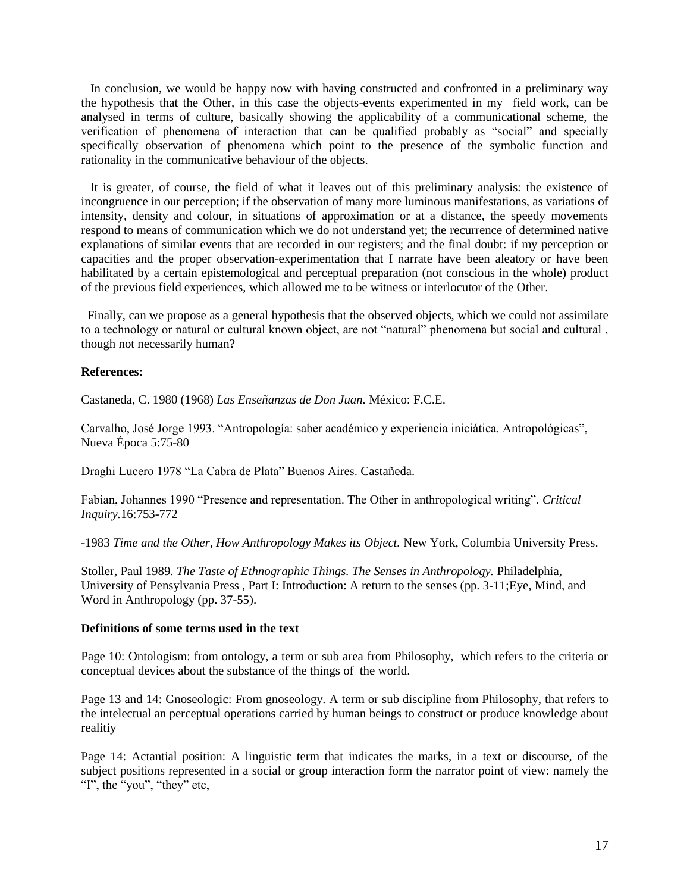In conclusion, we would be happy now with having constructed and confronted in a preliminary way the hypothesis that the Other, in this case the objects-events experimented in my field work, can be analysed in terms of culture, basically showing the applicability of a communicational scheme, the verification of phenomena of interaction that can be qualified probably as "social" and specially specifically observation of phenomena which point to the presence of the symbolic function and rationality in the communicative behaviour of the objects.

It is greater, of course, the field of what it leaves out of this preliminary analysis: the existence of incongruence in our perception; if the observation of many more luminous manifestations, as variations of intensity, density and colour, in situations of approximation or at a distance, the speedy movements respond to means of communication which we do not understand yet; the recurrence of determined native explanations of similar events that are recorded in our registers; and the final doubt: if my perception or capacities and the proper observation-experimentation that I narrate have been aleatory or have been habilitated by a certain epistemological and perceptual preparation (not conscious in the whole) product of the previous field experiences, which allowed me to be witness or interlocutor of the Other.

Finally, can we propose as a general hypothesis that the observed objects, which we could not assimilate to a technology or natural or cultural known object, are not "natural" phenomena but social and cultural , though not necessarily human?

**References:**

Castaneda, C. 1980 (1968) *Las Enseñanzas de Don Juan.* México: F.C.E.

Carvalho, José Jorge 1993. "Antropología: saber académico y experiencia iniciática. Antropológicas", Nueva Época 5:75-80

Draghi Lucero 1978 "La Cabra de Plata" Buenos Aires. Castañeda.

Fabian, Johannes 1990 "Presence and representation. The Other in anthropological writing". *Critical Inquiry.*16:753-772

-1983 *Time and the Other, How Anthropology Makes its Object.* New York, Columbia University Press.

Stoller, Paul 1989. *The Taste of Ethnographic Things. The Senses in Anthropology.* Philadelphia, University of Pensylvania Press , Part I: Introduction: A return to the senses (pp. 3-11;Eye, Mind, and Word in Anthropology (pp. 37-55).

**Definitions of some terms used in the text**

Page 10: Ontologism: from ontology, a term or sub area from Philosophy, which refers to the criteria or conceptual devices about the substance of the things of the world.

Page 13 and 14: Gnoseologic: From gnoseology. A term or sub discipline from Philosophy, that refers to the intelectual an perceptual operations carried by human beings to construct or produce knowledge about realitiy

Page 14: Actantial position: A linguistic term that indicates the marks, in a text or discourse, of the subject positions represented in a social or group interaction form the narrator point of view: namely the "I", the "you", "they" etc,